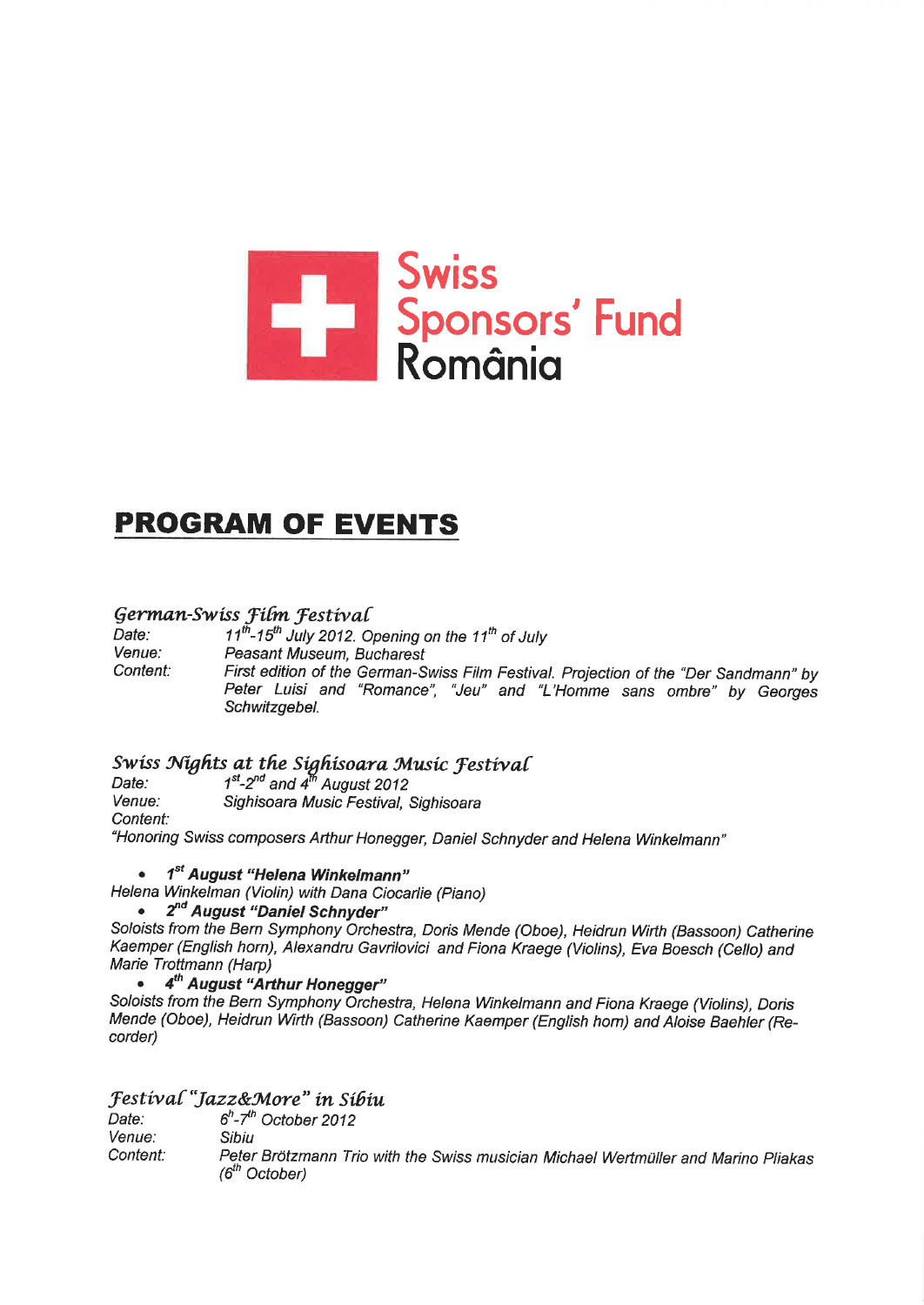Swiss Sponsors' Fund România

# PROGRAM OF EVENTS

## *German-Swiss Film Festival*

*Date:* 11th-15th July 2012. Opening on the 11th of July
*Venue:* Peasant Museum, Bucharest
*Content:* First edition of the German-Swiss Film Festival. Projection of the "Der Sandmann" by Peter Luisi and "Romance", "Jeu" and "L'Homme sans ombre" by Georges Schwitzgebel.

## *Swiss Nights at the Sighisoara Music Festival*

*Date:* 1st-2nd and 4th August 2012
*Venue:* Sighisoara Music Festival, Sighisoara
*Content:*
*"Honoring Swiss composers Arthur Honegger, Daniel Schnyder and Helena Winkelmann"*

- ***1st August "Helena Winkelmann"***

*Helena Winkelman (Violin) with Dana Ciocarlie (Piano)*

- ***2nd August "Daniel Schnyder"***

*Soloists from the Bern Symphony Orchestra, Doris Mende (Oboe), Heidrun Wirth (Bassoon) Catherine Kaemper (English horn), Alexandru Gavrilovici and Fiona Kraege (Violins), Eva Boesch (Cello) and Marie Trottmann (Harp)*

- ***4th August "Arthur Honegger"***

*Soloists from the Bern Symphony Orchestra, Helena Winkelmann and Fiona Kraege (Violins), Doris Mende (Oboe), Heidrun Wirth (Bassoon) Catherine Kaemper (English horn) and Aloise Baehler (Recorder)*

## *Festival "Jazz&More" in Sibiu*

*Date:* 6h-7th October 2012
*Venue:* Sibiu
*Content:* Peter Brötzmann Trio with the Swiss musician Michael Wertmüller and Marino Pliakas (6th October)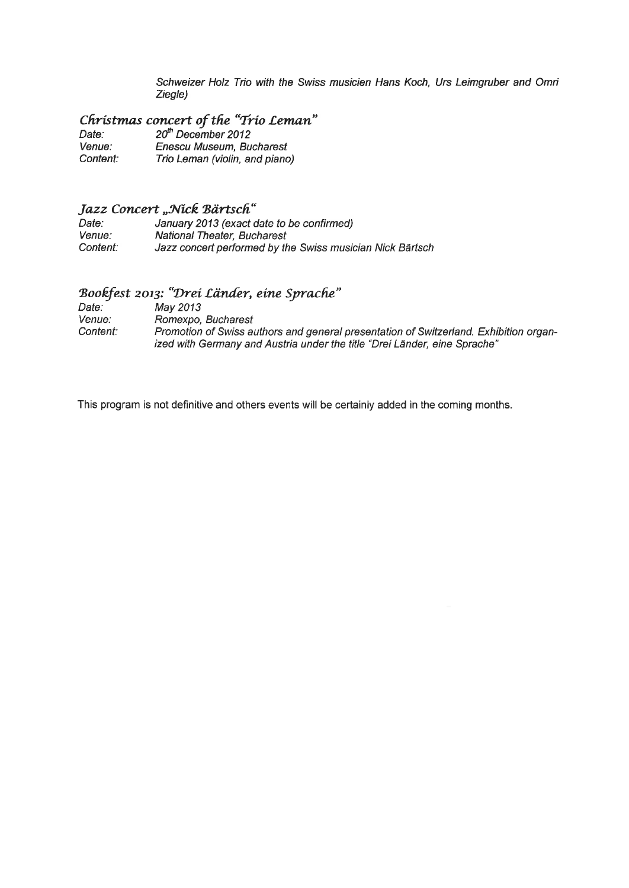*Schweizer Holz Trio with the Swiss musicien Hans Koch, Urs Leimgruber and Omri Ziegle)*

## *Christmas concert of the "Trio Leman"*

| | |
|---|---|
| *Date:* | *20th December 2012* |
| *Venue:* | *Enescu Museum, Bucharest* |
| *Content:* | *Trio Leman (violin, and piano)* |

## *Jazz Concert „Nick Bärtsch"*

| | |
|---|---|
| *Date:* | *January 2013 (exact date to be confirmed)* |
| *Venue:* | *National Theater, Bucharest* |
| *Content:* | *Jazz concert performed by the Swiss musician Nick Bärtsch* |

## *Bookfest 2013: "Drei Länder, eine Sprache"*

| | |
|---|---|
| *Date:* | *May 2013* |
| *Venue:* | *Romexpo, Bucharest* |
| *Content:* | *Promotion of Swiss authors and general presentation of Switzerland. Exhibition organized with Germany and Austria under the title "Drei Länder, eine Sprache"* |

This program is not definitive and others events will be certainly added in the coming months.